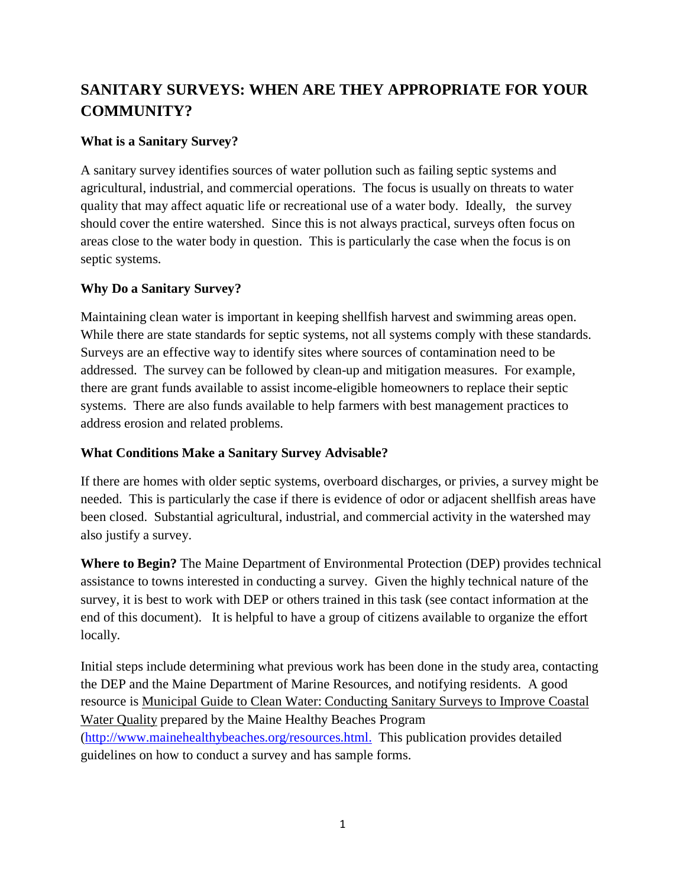# SANITARY SURVEYS: WHEN ARE THEY APPROPRIATE FOR YOUR COMMUNITY?

### What is a Sanitary Survey?

A sanitary survey identifies sources of water pollution such as failing septic systems and agricultural, industrial, and commercial operations. The focus is usually on threats to water quality that may affect aquatic life or recreational use of a water body. Ideally, the survey should cover the entire watershed. Since this is not always practical, surveys often focus on areas close to the water body in question. This is particularly the case when the focus is on septic systems.

### Why Do a Sanitary Survey?

Maintaining clean water is important in keeping shellfish harvest and swimming areas open. While there are state standards for septic systems, not all systems comply with these standards. Surveys are an effective way to identify sites where sources of contamination need to be addressed. The survey can be followed by clean-up and mitigation measures. For example, there are grant funds available to assist income-eligible homeowners to replace their septic systems. There are also funds available to help farmers with best management practices to address erosion and related problems.

### What Conditions Make a Sanitary Survey Advisable?

If there are homes with older septic systems, overboard discharges, or privies, a survey might be needed. This is particularly the case if there is evidence of odor or adjacent shellfish areas have been closed. Substantial agricultural, industrial, and commercial activity in the watershed may also justify a survey.

**Where to Begin?** The Maine Department of Environmental Protection (DEP) provides technical assistance to towns interested in conducting a survey. Given the highly technical nature of the survey, it is best to work with DEP or others trained in this task (see contact information at the end of this document). It is helpful to have a group of citizens available to organize the effort locally.

Initial steps include determining what previous work has been done in the study area, contacting the DEP and the Maine Department of Marine Resources, and notifying residents. A good resource is Municipal Guide to Clean Water: Conducting Sanitary Surveys to Improve Coastal Water Quality prepared by the Maine Healthy Beaches Program (http://www.mainehealthybeaches.org/resources.html. This publication provides detailed guidelines on how to conduct a survey and has sample forms.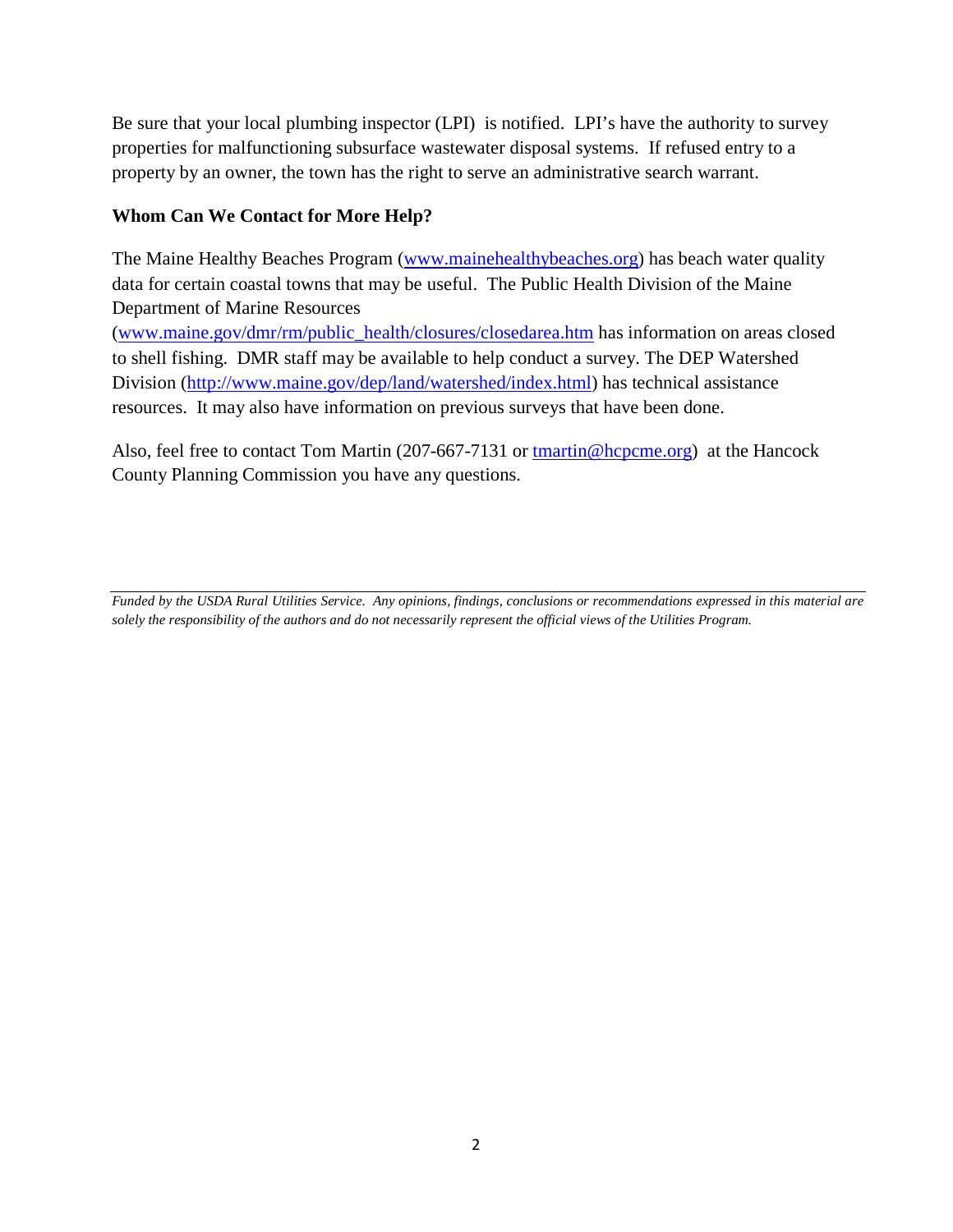Be sure that your local plumbing inspector (LPI) is notified. LPI's have the authority to survey properties for malfunctioning subsurface wastewater disposal systems. If refused entry to a property by an owner, the town has the right to serve an administrative search warrant.

### Whom Can We Contact for More Help?

The Maine Healthy Beaches Program (www.mainehealthybeaches.org) has beach water quality data for certain coastal towns that may be useful. The Public Health Division of the Maine Department of Marine Resources (www.maine.gov/dmr/rm/public_health/closures/closedarea.htm has information on areas closed to shell fishing. DMR staff may be available to help conduct a survey. The DEP Watershed Division (http://www.maine.gov/dep/land/watershed/index.html) has technical assistance resources. It may also have information on previous surveys that have been done.

Also, feel free to contact Tom Martin (207-667-7131 or tmartin@hcpcme.org) at the Hancock County Planning Commission you have any questions.

---

*Funded by the USDA Rural Utilities Service. Any opinions, findings, conclusions or recommendations expressed in this material are solely the responsibility of the authors and do not necessarily represent the official views of the Utilities Program.*